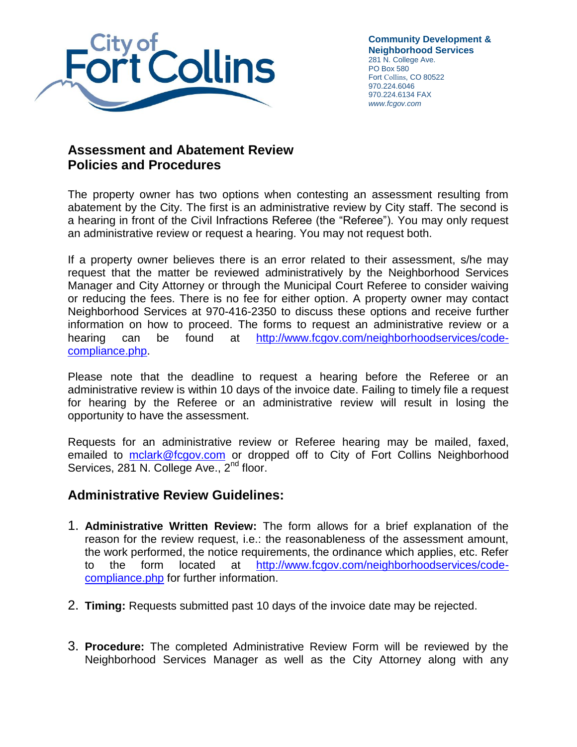City of Fort Collins

**Community Development & Neighborhood Services**
281 N. College Ave.
PO Box 580
Fort Collins, CO 80522
970.224.6046
970.224.6134 FAX
*www.fcgov.com*

## Assessment and Abatement Review Policies and Procedures

The property owner has two options when contesting an assessment resulting from abatement by the City. The first is an administrative review by City staff. The second is a hearing in front of the Civil Infractions Referee (the "Referee"). You may only request an administrative review or request a hearing. You may not request both.

If a property owner believes there is an error related to their assessment, s/he may request that the matter be reviewed administratively by the Neighborhood Services Manager and City Attorney or through the Municipal Court Referee to consider waiving or reducing the fees. There is no fee for either option. A property owner may contact Neighborhood Services at 970-416-2350 to discuss these options and receive further information on how to proceed. The forms to request an administrative review or a hearing can be found at http://www.fcgov.com/neighborhoodservices/code-compliance.php.

Please note that the deadline to request a hearing before the Referee or an administrative review is within 10 days of the invoice date. Failing to timely file a request for hearing by the Referee or an administrative review will result in losing the opportunity to have the assessment.

Requests for an administrative review or Referee hearing may be mailed, faxed, emailed to mclark@fcgov.com or dropped off to City of Fort Collins Neighborhood Services, 281 N. College Ave., 2nd floor.

## Administrative Review Guidelines:

1. **Administrative Written Review:** The form allows for a brief explanation of the reason for the review request, i.e.: the reasonableness of the assessment amount, the work performed, the notice requirements, the ordinance which applies, etc. Refer to the form located at http://www.fcgov.com/neighborhoodservices/code-compliance.php for further information.

2. **Timing:** Requests submitted past 10 days of the invoice date may be rejected.

3. **Procedure:** The completed Administrative Review Form will be reviewed by the Neighborhood Services Manager as well as the City Attorney along with any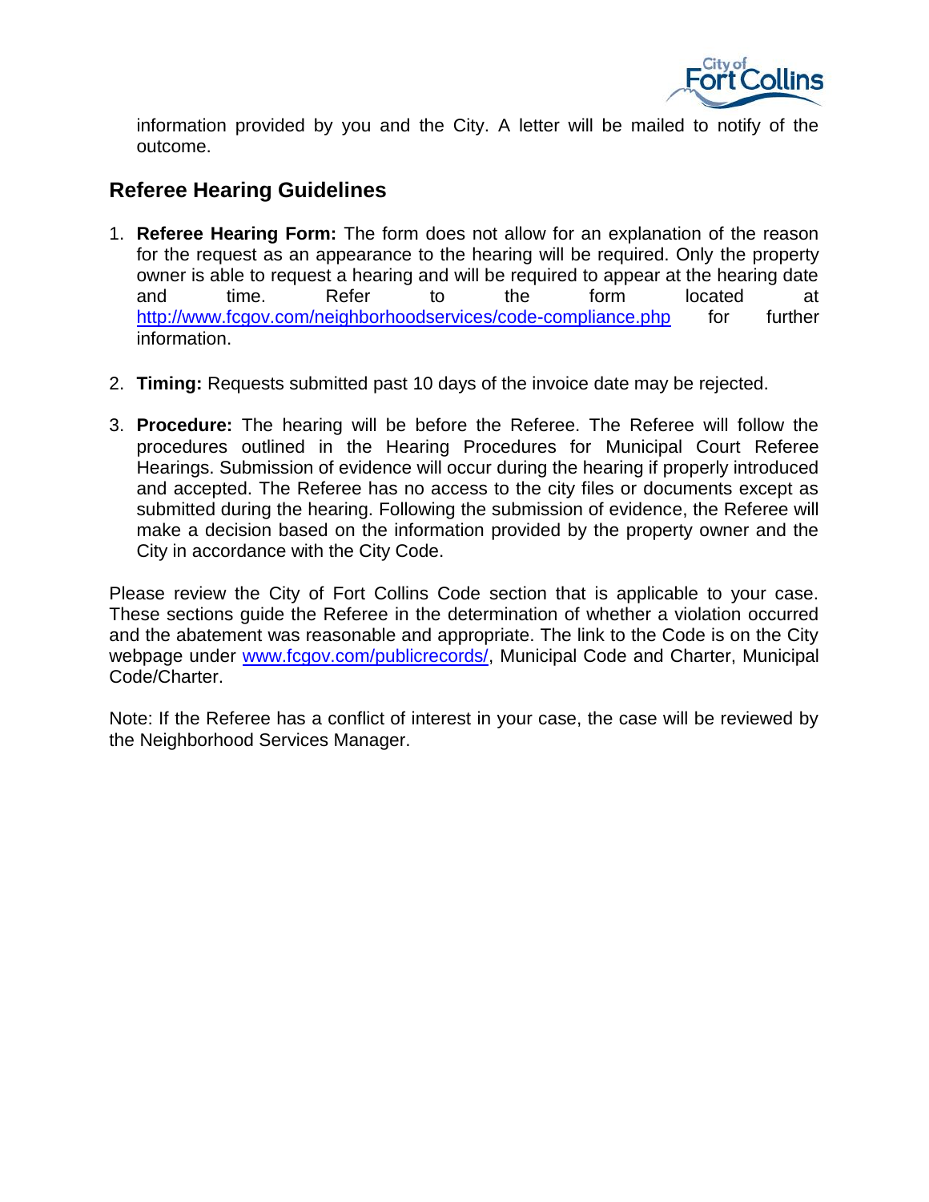information provided by you and the City. A letter will be mailed to notify of the outcome.

## Referee Hearing Guidelines

1. **Referee Hearing Form:** The form does not allow for an explanation of the reason for the request as an appearance to the hearing will be required. Only the property owner is able to request a hearing and will be required to appear at the hearing date and time. Refer to the form located at http://www.fcgov.com/neighborhoodservices/code-compliance.php for further information.

2. **Timing:** Requests submitted past 10 days of the invoice date may be rejected.

3. **Procedure:** The hearing will be before the Referee. The Referee will follow the procedures outlined in the Hearing Procedures for Municipal Court Referee Hearings. Submission of evidence will occur during the hearing if properly introduced and accepted. The Referee has no access to the city files or documents except as submitted during the hearing. Following the submission of evidence, the Referee will make a decision based on the information provided by the property owner and the City in accordance with the City Code.

Please review the City of Fort Collins Code section that is applicable to your case. These sections guide the Referee in the determination of whether a violation occurred and the abatement was reasonable and appropriate. The link to the Code is on the City webpage under www.fcgov.com/publicrecords/, Municipal Code and Charter, Municipal Code/Charter.

Note: If the Referee has a conflict of interest in your case, the case will be reviewed by the Neighborhood Services Manager.